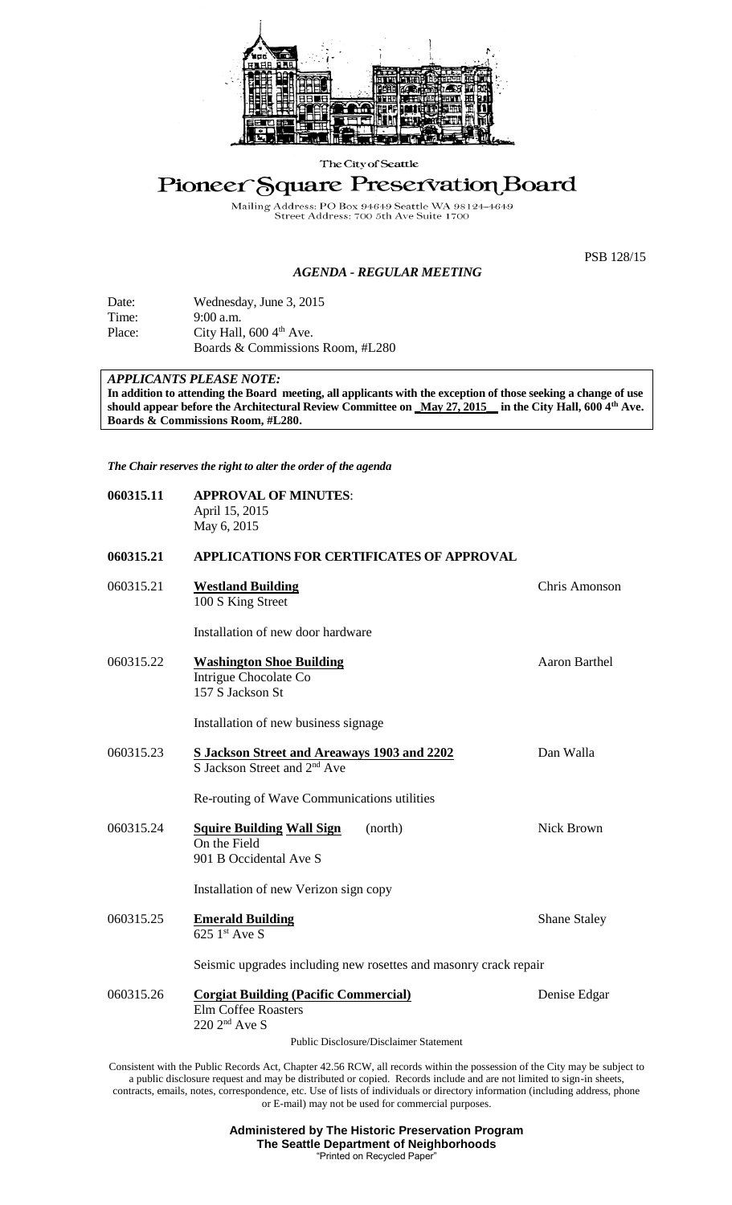The City of Seattle

# Pioneer Square Preservation Board

Mailing Address: PO Box 94649 Seattle WA 98124-4649
Street Address: 700 5th Ave Suite 1700

PSB 128/15

## *AGENDA - REGULAR MEETING*

Date: Wednesday, June 3, 2015
Time: 9:00 a.m.
Place: City Hall, 600 4th Ave.
Boards & Commissions Room, #L280

***APPLICANTS PLEASE NOTE:***
**In addition to attending the Board meeting, all applicants with the exception of those seeking a change of use should appear before the Architectural Review Committee on _May 27, 2015_ in the City Hall, 600 4th Ave. Boards & Commissions Room, #L280.**

*The Chair reserves the right to alter the order of the agenda*

**060315.11 APPROVAL OF MINUTES**:
April 15, 2015
May 6, 2015

**060315.21 APPLICATIONS FOR CERTIFICATES OF APPROVAL**

060315.21 **Westland Building** — Chris Amonson
100 S King Street

Installation of new door hardware

060315.22 **Washington Shoe Building** — Aaron Barthel
Intrigue Chocolate Co
157 S Jackson St

Installation of new business signage

060315.23 **S Jackson Street and Areaways 1903 and 2202** — Dan Walla
S Jackson Street and 2nd Ave

Re-routing of Wave Communications utilities

060315.24 **Squire Building Wall Sign** (north) — Nick Brown
On the Field
901 B Occidental Ave S

Installation of new Verizon sign copy

060315.25 **Emerald Building** — Shane Staley
625 1st Ave S

Seismic upgrades including new rosettes and masonry crack repair

060315.26 **Corgiat Building (Pacific Commercial)** — Denise Edgar
Elm Coffee Roasters
220 2nd Ave S

Public Disclosure/Disclaimer Statement

Consistent with the Public Records Act, Chapter 42.56 RCW, all records within the possession of the City may be subject to a public disclosure request and may be distributed or copied. Records include and are not limited to sign-in sheets, contracts, emails, notes, correspondence, etc. Use of lists of individuals or directory information (including address, phone or E-mail) may not be used for commercial purposes.

**Administered by The Historic Preservation Program**
**The Seattle Department of Neighborhoods**
"Printed on Recycled Paper"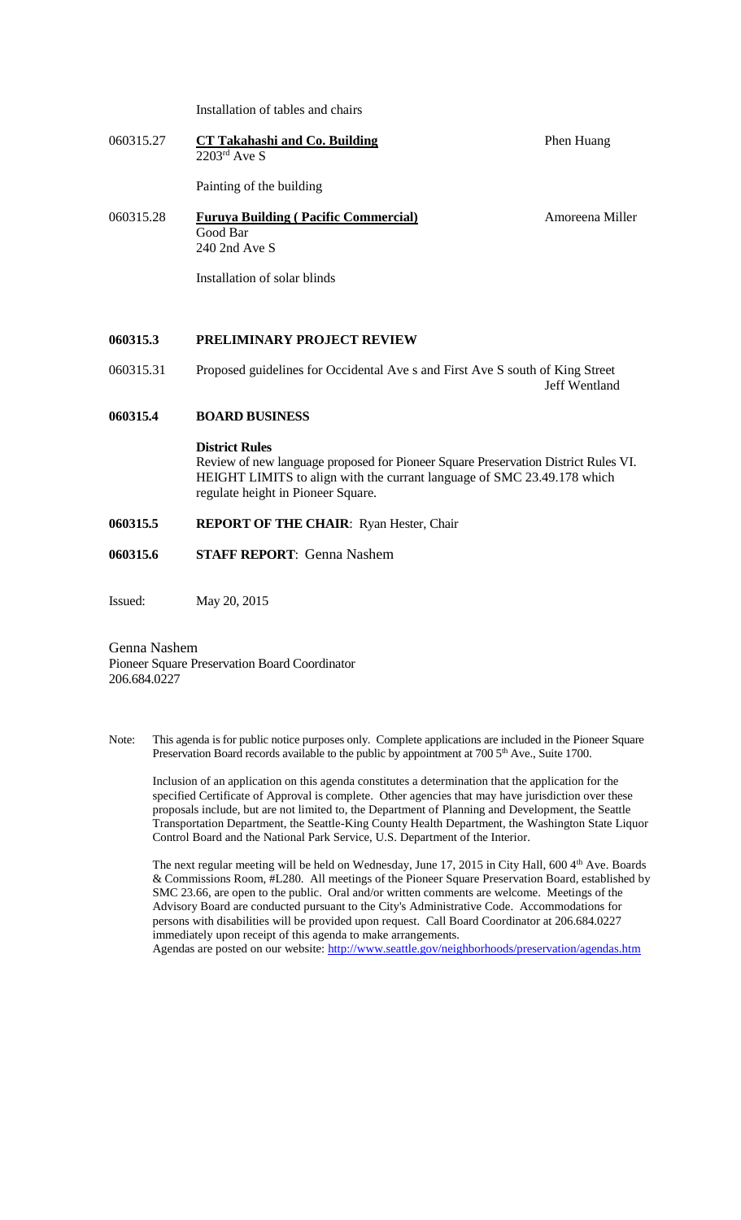Installation of tables and chairs

060315.27 **CT Takahashi and Co. Building** Phen Huang
2203rd Ave S

Painting of the building

060315.28 **Furuya Building ( Pacific Commercial)** Amoreena Miller
Good Bar
240 2nd Ave S

Installation of solar blinds

**060315.3 PRELIMINARY PROJECT REVIEW**

060315.31 Proposed guidelines for Occidental Ave s and First Ave S south of King Street
Jeff Wentland

**060315.4 BOARD BUSINESS**

**District Rules**
Review of new language proposed for Pioneer Square Preservation District Rules VI. HEIGHT LIMITS to align with the currant language of SMC 23.49.178 which regulate height in Pioneer Square.

**060315.5 REPORT OF THE CHAIR**: Ryan Hester, Chair

**060315.6 STAFF REPORT**: Genna Nashem

Issued: May 20, 2015

Genna Nashem
Pioneer Square Preservation Board Coordinator
206.684.0227

Note: This agenda is for public notice purposes only. Complete applications are included in the Pioneer Square Preservation Board records available to the public by appointment at 700 5th Ave., Suite 1700.

Inclusion of an application on this agenda constitutes a determination that the application for the specified Certificate of Approval is complete. Other agencies that may have jurisdiction over these proposals include, but are not limited to, the Department of Planning and Development, the Seattle Transportation Department, the Seattle-King County Health Department, the Washington State Liquor Control Board and the National Park Service, U.S. Department of the Interior.

The next regular meeting will be held on Wednesday, June 17, 2015 in City Hall, 600 4th Ave. Boards & Commissions Room, #L280. All meetings of the Pioneer Square Preservation Board, established by SMC 23.66, are open to the public. Oral and/or written comments are welcome. Meetings of the Advisory Board are conducted pursuant to the City's Administrative Code. Accommodations for persons with disabilities will be provided upon request. Call Board Coordinator at 206.684.0227 immediately upon receipt of this agenda to make arrangements.
Agendas are posted on our website: http://www.seattle.gov/neighborhoods/preservation/agendas.htm